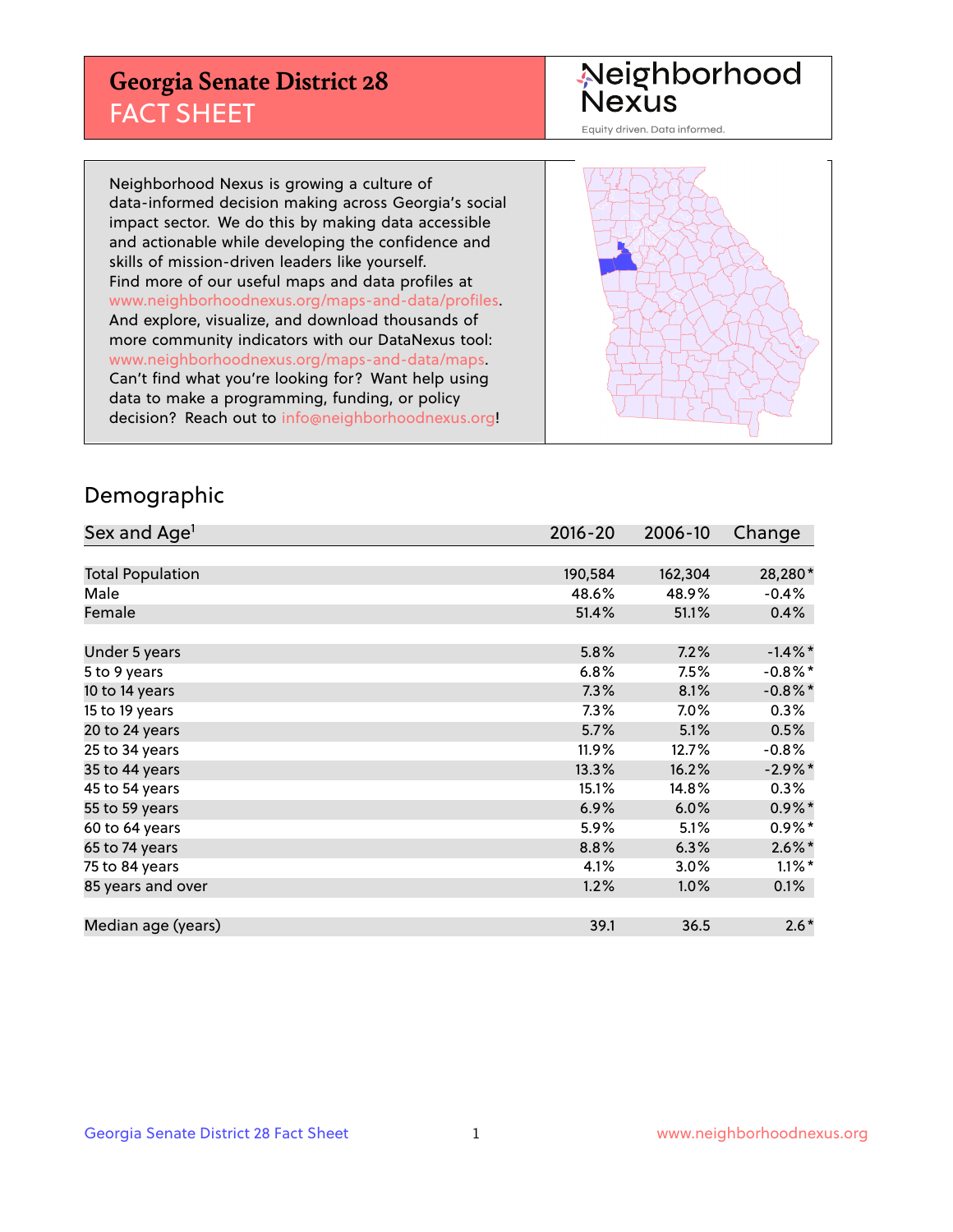# Georgia Senate District 28
## FACT SHEET

Neighborhood Nexus

Equity driven. Data informed.

Neighborhood Nexus is growing a culture of data-informed decision making across Georgia's social impact sector. We do this by making data accessible and actionable while developing the confidence and skills of mission-driven leaders like yourself. Find more of our useful maps and data profiles at www.neighborhoodnexus.org/maps-and-data/profiles. And explore, visualize, and download thousands of more community indicators with our DataNexus tool: www.neighborhoodnexus.org/maps-and-data/maps. Can't find what you're looking for? Want help using data to make a programming, funding, or policy decision? Reach out to info@neighborhoodnexus.org!

## Demographic

| Sex and Age[1] | 2016-20 | 2006-10 | Change |
|---|---|---|---|
| Total Population | 190,584 | 162,304 | 28,280* |
| Male | 48.6% | 48.9% | -0.4% |
| Female | 51.4% | 51.1% | 0.4% |
| | | | |
| Under 5 years | 5.8% | 7.2% | -1.4%* |
| 5 to 9 years | 6.8% | 7.5% | -0.8%* |
| 10 to 14 years | 7.3% | 8.1% | -0.8%* |
| 15 to 19 years | 7.3% | 7.0% | 0.3% |
| 20 to 24 years | 5.7% | 5.1% | 0.5% |
| 25 to 34 years | 11.9% | 12.7% | -0.8% |
| 35 to 44 years | 13.3% | 16.2% | -2.9%* |
| 45 to 54 years | 15.1% | 14.8% | 0.3% |
| 55 to 59 years | 6.9% | 6.0% | 0.9%* |
| 60 to 64 years | 5.9% | 5.1% | 0.9%* |
| 65 to 74 years | 8.8% | 6.3% | 2.6%* |
| 75 to 84 years | 4.1% | 3.0% | 1.1%* |
| 85 years and over | 1.2% | 1.0% | 0.1% |
| | | | |
| Median age (years) | 39.1 | 36.5 | 2.6* |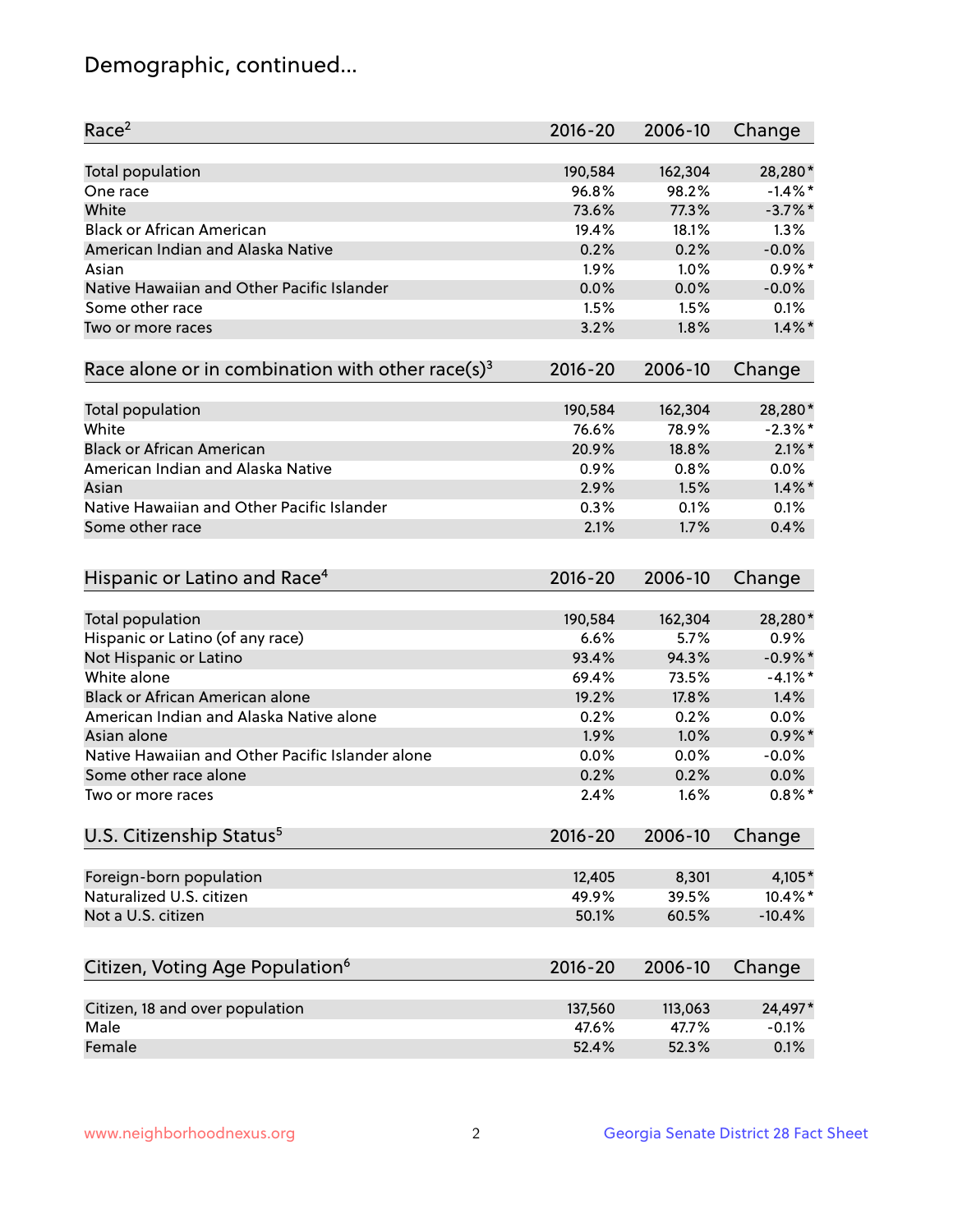# Demographic, continued...

| Race[2] | 2016-20 | 2006-10 | Change |
|---|---|---|---|
| Total population | 190,584 | 162,304 | 28,280* |
| One race | 96.8% | 98.2% | -1.4%* |
| White | 73.6% | 77.3% | -3.7%* |
| Black or African American | 19.4% | 18.1% | 1.3% |
| American Indian and Alaska Native | 0.2% | 0.2% | -0.0% |
| Asian | 1.9% | 1.0% | 0.9%* |
| Native Hawaiian and Other Pacific Islander | 0.0% | 0.0% | -0.0% |
| Some other race | 1.5% | 1.5% | 0.1% |
| Two or more races | 3.2% | 1.8% | 1.4%* |

| Race alone or in combination with other race(s)[3] | 2016-20 | 2006-10 | Change |
|---|---|---|---|
| Total population | 190,584 | 162,304 | 28,280* |
| White | 76.6% | 78.9% | -2.3%* |
| Black or African American | 20.9% | 18.8% | 2.1%* |
| American Indian and Alaska Native | 0.9% | 0.8% | 0.0% |
| Asian | 2.9% | 1.5% | 1.4%* |
| Native Hawaiian and Other Pacific Islander | 0.3% | 0.1% | 0.1% |
| Some other race | 2.1% | 1.7% | 0.4% |

| Hispanic or Latino and Race[4] | 2016-20 | 2006-10 | Change |
|---|---|---|---|
| Total population | 190,584 | 162,304 | 28,280* |
| Hispanic or Latino (of any race) | 6.6% | 5.7% | 0.9% |
| Not Hispanic or Latino | 93.4% | 94.3% | -0.9%* |
| White alone | 69.4% | 73.5% | -4.1%* |
| Black or African American alone | 19.2% | 17.8% | 1.4% |
| American Indian and Alaska Native alone | 0.2% | 0.2% | 0.0% |
| Asian alone | 1.9% | 1.0% | 0.9%* |
| Native Hawaiian and Other Pacific Islander alone | 0.0% | 0.0% | -0.0% |
| Some other race alone | 0.2% | 0.2% | 0.0% |
| Two or more races | 2.4% | 1.6% | 0.8%* |

| U.S. Citizenship Status[5] | 2016-20 | 2006-10 | Change |
|---|---|---|---|
| Foreign-born population | 12,405 | 8,301 | 4,105* |
| Naturalized U.S. citizen | 49.9% | 39.5% | 10.4%* |
| Not a U.S. citizen | 50.1% | 60.5% | -10.4% |

| Citizen, Voting Age Population[6] | 2016-20 | 2006-10 | Change |
|---|---|---|---|
| Citizen, 18 and over population | 137,560 | 113,063 | 24,497* |
| Male | 47.6% | 47.7% | -0.1% |
| Female | 52.4% | 52.3% | 0.1% |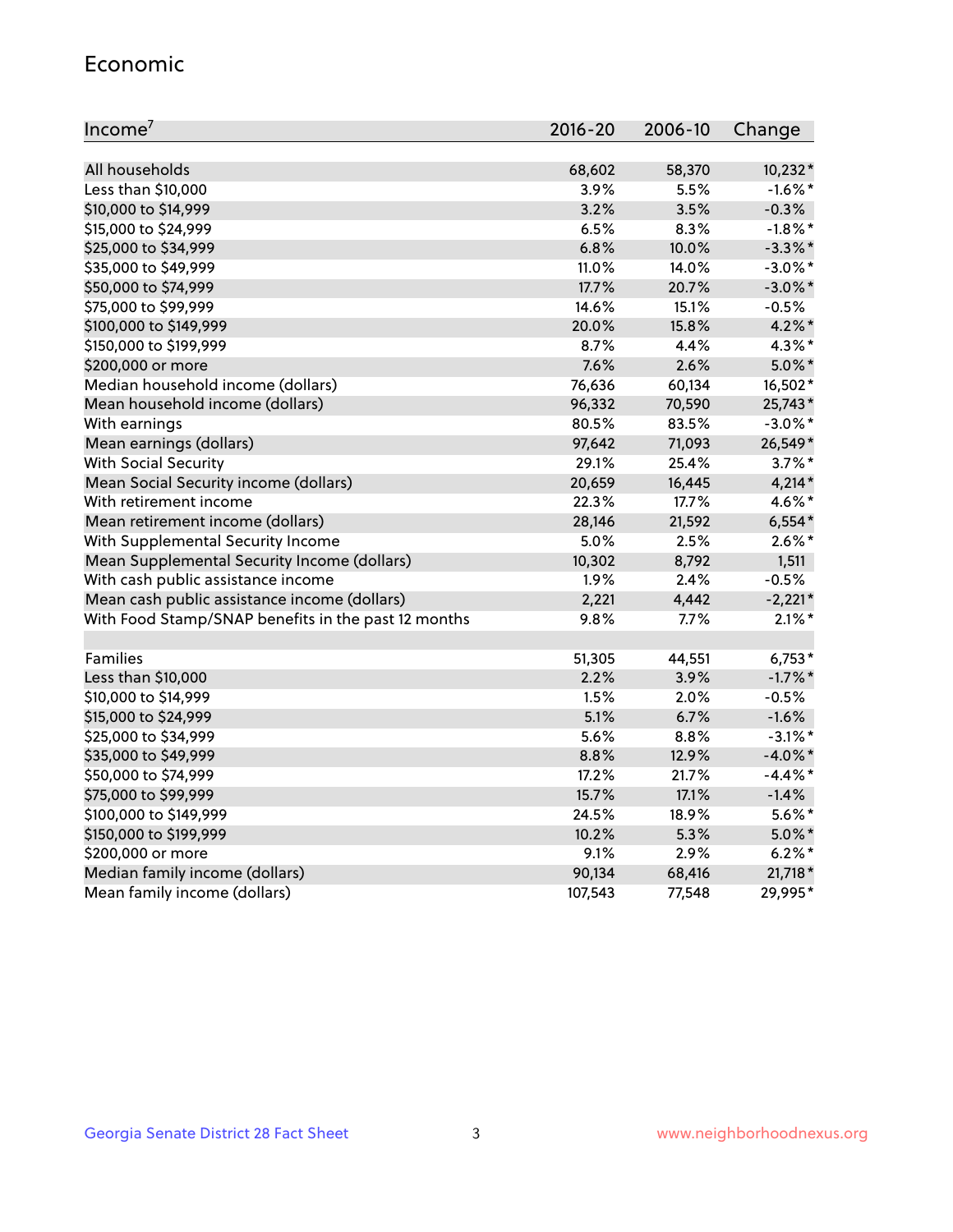## Economic

| Income[7] | 2016-20 | 2006-10 | Change |
|---|---|---|---|
| All households | 68,602 | 58,370 | 10,232* |
| Less than $10,000 | 3.9% | 5.5% | -1.6%* |
| $10,000 to $14,999 | 3.2% | 3.5% | -0.3% |
| $15,000 to $24,999 | 6.5% | 8.3% | -1.8%* |
| $25,000 to $34,999 | 6.8% | 10.0% | -3.3%* |
| $35,000 to $49,999 | 11.0% | 14.0% | -3.0%* |
| $50,000 to $74,999 | 17.7% | 20.7% | -3.0%* |
| $75,000 to $99,999 | 14.6% | 15.1% | -0.5% |
| $100,000 to $149,999 | 20.0% | 15.8% | 4.2%* |
| $150,000 to $199,999 | 8.7% | 4.4% | 4.3%* |
| $200,000 or more | 7.6% | 2.6% | 5.0%* |
| Median household income (dollars) | 76,636 | 60,134 | 16,502* |
| Mean household income (dollars) | 96,332 | 70,590 | 25,743* |
| With earnings | 80.5% | 83.5% | -3.0%* |
| Mean earnings (dollars) | 97,642 | 71,093 | 26,549* |
| With Social Security | 29.1% | 25.4% | 3.7%* |
| Mean Social Security income (dollars) | 20,659 | 16,445 | 4,214* |
| With retirement income | 22.3% | 17.7% | 4.6%* |
| Mean retirement income (dollars) | 28,146 | 21,592 | 6,554* |
| With Supplemental Security Income | 5.0% | 2.5% | 2.6%* |
| Mean Supplemental Security Income (dollars) | 10,302 | 8,792 | 1,511 |
| With cash public assistance income | 1.9% | 2.4% | -0.5% |
| Mean cash public assistance income (dollars) | 2,221 | 4,442 | -2,221* |
| With Food Stamp/SNAP benefits in the past 12 months | 9.8% | 7.7% | 2.1%* |
| | | | |
| Families | 51,305 | 44,551 | 6,753* |
| Less than $10,000 | 2.2% | 3.9% | -1.7%* |
| $10,000 to $14,999 | 1.5% | 2.0% | -0.5% |
| $15,000 to $24,999 | 5.1% | 6.7% | -1.6% |
| $25,000 to $34,999 | 5.6% | 8.8% | -3.1%* |
| $35,000 to $49,999 | 8.8% | 12.9% | -4.0%* |
| $50,000 to $74,999 | 17.2% | 21.7% | -4.4%* |
| $75,000 to $99,999 | 15.7% | 17.1% | -1.4% |
| $100,000 to $149,999 | 24.5% | 18.9% | 5.6%* |
| $150,000 to $199,999 | 10.2% | 5.3% | 5.0%* |
| $200,000 or more | 9.1% | 2.9% | 6.2%* |
| Median family income (dollars) | 90,134 | 68,416 | 21,718* |
| Mean family income (dollars) | 107,543 | 77,548 | 29,995* |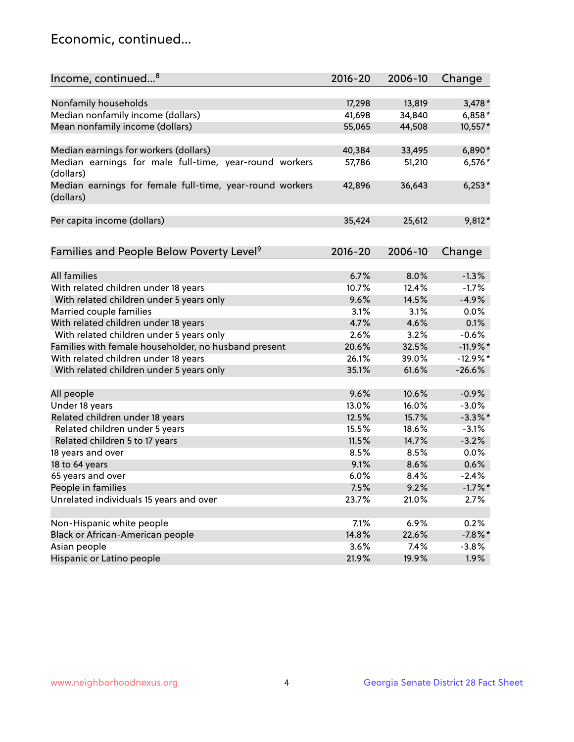## Economic, continued...

| Income, continued...[8] | 2016-20 | 2006-10 | Change |
|---|---|---|---|
| Nonfamily households | 17,298 | 13,819 | 3,478* |
| Median nonfamily income (dollars) | 41,698 | 34,840 | 6,858* |
| Mean nonfamily income (dollars) | 55,065 | 44,508 | 10,557* |
| Median earnings for workers (dollars) | 40,384 | 33,495 | 6,890* |
| Median earnings for male full-time, year-round workers (dollars) | 57,786 | 51,210 | 6,576* |
| Median earnings for female full-time, year-round workers (dollars) | 42,896 | 36,643 | 6,253* |
| Per capita income (dollars) | 35,424 | 25,612 | 9,812* |

| Families and People Below Poverty Level[9] | 2016-20 | 2006-10 | Change |
|---|---|---|---|
| All families | 6.7% | 8.0% | -1.3% |
| With related children under 18 years | 10.7% | 12.4% | -1.7% |
| With related children under 5 years only | 9.6% | 14.5% | -4.9% |
| Married couple families | 3.1% | 3.1% | 0.0% |
| With related children under 18 years | 4.7% | 4.6% | 0.1% |
| With related children under 5 years only | 2.6% | 3.2% | -0.6% |
| Families with female householder, no husband present | 20.6% | 32.5% | -11.9%* |
| With related children under 18 years | 26.1% | 39.0% | -12.9%* |
| With related children under 5 years only | 35.1% | 61.6% | -26.6% |
| All people | 9.6% | 10.6% | -0.9% |
| Under 18 years | 13.0% | 16.0% | -3.0% |
| Related children under 18 years | 12.5% | 15.7% | -3.3%* |
| Related children under 5 years | 15.5% | 18.6% | -3.1% |
| Related children 5 to 17 years | 11.5% | 14.7% | -3.2% |
| 18 years and over | 8.5% | 8.5% | 0.0% |
| 18 to 64 years | 9.1% | 8.6% | 0.6% |
| 65 years and over | 6.0% | 8.4% | -2.4% |
| People in families | 7.5% | 9.2% | -1.7%* |
| Unrelated individuals 15 years and over | 23.7% | 21.0% | 2.7% |
| Non-Hispanic white people | 7.1% | 6.9% | 0.2% |
| Black or African-American people | 14.8% | 22.6% | -7.8%* |
| Asian people | 3.6% | 7.4% | -3.8% |
| Hispanic or Latino people | 21.9% | 19.9% | 1.9% |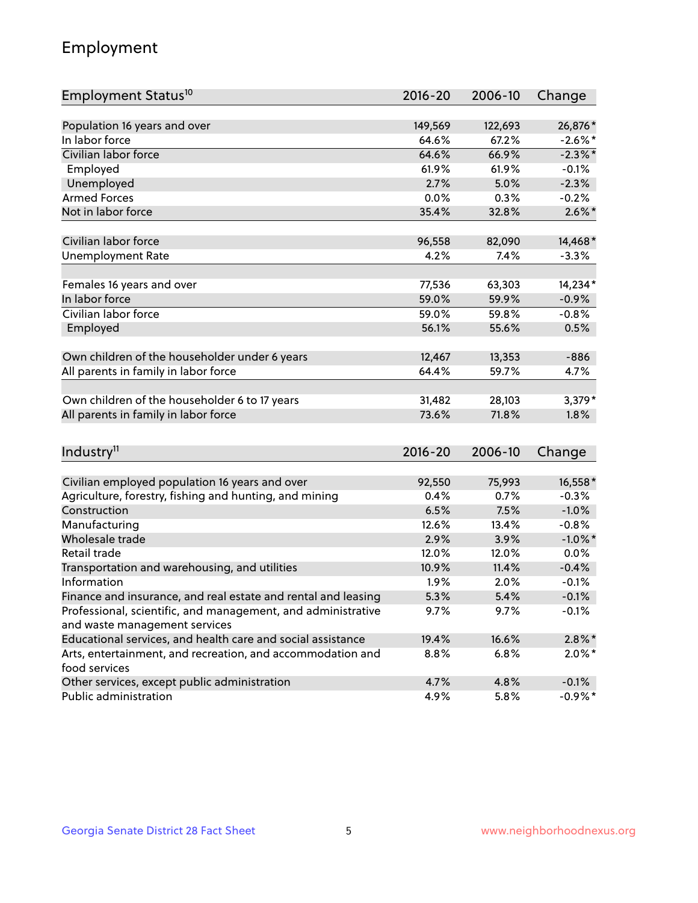## Employment

| Employment Status[10] | 2016-20 | 2006-10 | Change |
| --- | --- | --- | --- |
| Population 16 years and over | 149,569 | 122,693 | 26,876* |
| In labor force | 64.6% | 67.2% | -2.6%* |
| Civilian labor force | 64.6% | 66.9% | -2.3%* |
| Employed | 61.9% | 61.9% | -0.1% |
| Unemployed | 2.7% | 5.0% | -2.3% |
| Armed Forces | 0.0% | 0.3% | -0.2% |
| Not in labor force | 35.4% | 32.8% | 2.6%* |
| Civilian labor force | 96,558 | 82,090 | 14,468* |
| Unemployment Rate | 4.2% | 7.4% | -3.3% |
| Females 16 years and over | 77,536 | 63,303 | 14,234* |
| In labor force | 59.0% | 59.9% | -0.9% |
| Civilian labor force | 59.0% | 59.8% | -0.8% |
| Employed | 56.1% | 55.6% | 0.5% |
| Own children of the householder under 6 years | 12,467 | 13,353 | -886 |
| All parents in family in labor force | 64.4% | 59.7% | 4.7% |
| Own children of the householder 6 to 17 years | 31,482 | 28,103 | 3,379* |
| All parents in family in labor force | 73.6% | 71.8% | 1.8% |

| Industry[11] | 2016-20 | 2006-10 | Change |
| --- | --- | --- | --- |
| Civilian employed population 16 years and over | 92,550 | 75,993 | 16,558* |
| Agriculture, forestry, fishing and hunting, and mining | 0.4% | 0.7% | -0.3% |
| Construction | 6.5% | 7.5% | -1.0% |
| Manufacturing | 12.6% | 13.4% | -0.8% |
| Wholesale trade | 2.9% | 3.9% | -1.0%* |
| Retail trade | 12.0% | 12.0% | 0.0% |
| Transportation and warehousing, and utilities | 10.9% | 11.4% | -0.4% |
| Information | 1.9% | 2.0% | -0.1% |
| Finance and insurance, and real estate and rental and leasing | 5.3% | 5.4% | -0.1% |
| Professional, scientific, and management, and administrative and waste management services | 9.7% | 9.7% | -0.1% |
| Educational services, and health care and social assistance | 19.4% | 16.6% | 2.8%* |
| Arts, entertainment, and recreation, and accommodation and food services | 8.8% | 6.8% | 2.0%* |
| Other services, except public administration | 4.7% | 4.8% | -0.1% |
| Public administration | 4.9% | 5.8% | -0.9%* |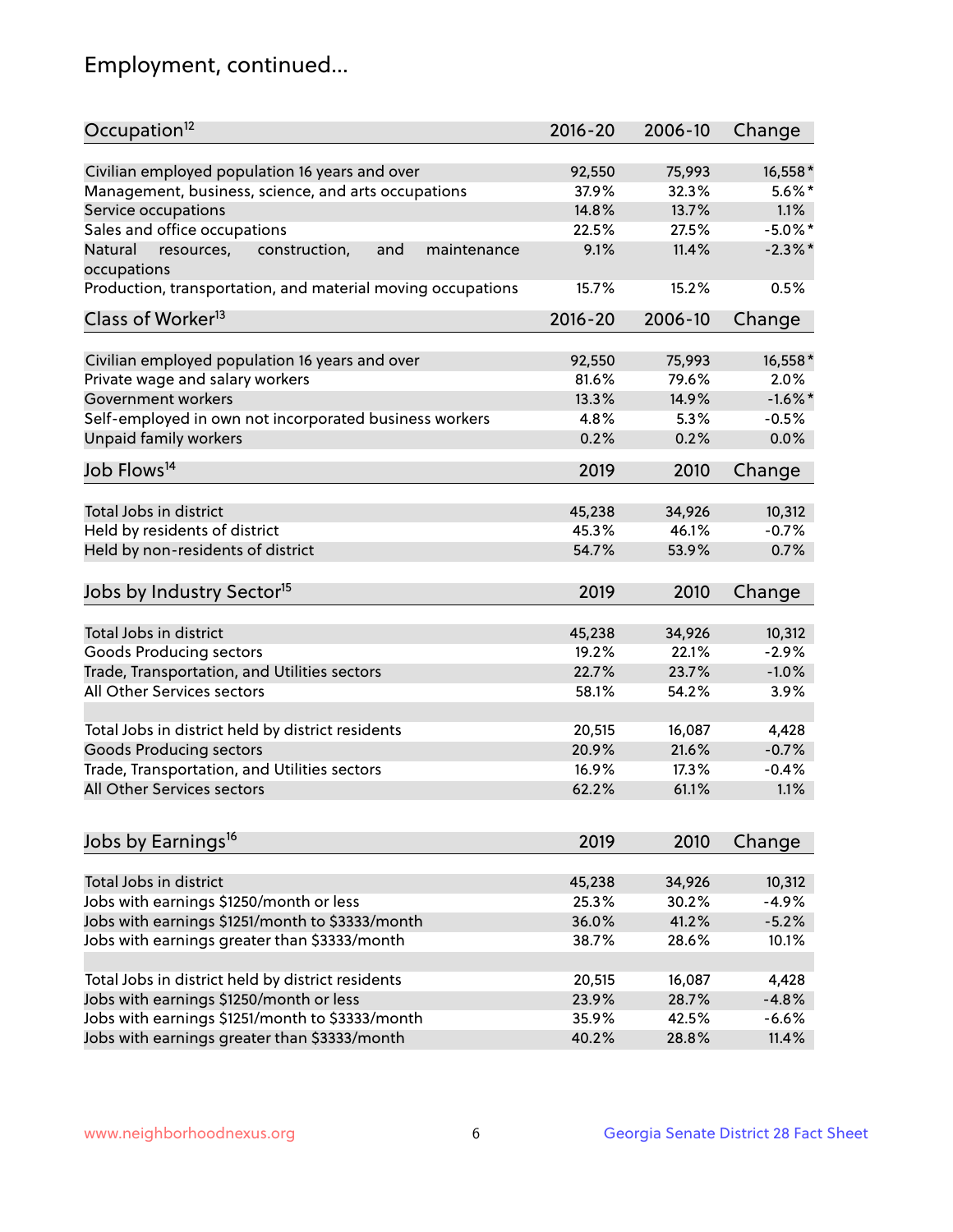## Employment, continued...

| Occupation[12] | 2016-20 | 2006-10 | Change |
|---|---|---|---|
| Civilian employed population 16 years and over | 92,550 | 75,993 | 16,558* |
| Management, business, science, and arts occupations | 37.9% | 32.3% | 5.6%* |
| Service occupations | 14.8% | 13.7% | 1.1% |
| Sales and office occupations | 22.5% | 27.5% | -5.0%* |
| Natural resources, construction, and maintenance occupations | 9.1% | 11.4% | -2.3%* |
| Production, transportation, and material moving occupations | 15.7% | 15.2% | 0.5% |

| Class of Worker[13] | 2016-20 | 2006-10 | Change |
|---|---|---|---|
| Civilian employed population 16 years and over | 92,550 | 75,993 | 16,558* |
| Private wage and salary workers | 81.6% | 79.6% | 2.0% |
| Government workers | 13.3% | 14.9% | -1.6%* |
| Self-employed in own not incorporated business workers | 4.8% | 5.3% | -0.5% |
| Unpaid family workers | 0.2% | 0.2% | 0.0% |

| Job Flows[14] | 2019 | 2010 | Change |
|---|---|---|---|
| Total Jobs in district | 45,238 | 34,926 | 10,312 |
| Held by residents of district | 45.3% | 46.1% | -0.7% |
| Held by non-residents of district | 54.7% | 53.9% | 0.7% |

| Jobs by Industry Sector[15] | 2019 | 2010 | Change |
|---|---|---|---|
| Total Jobs in district | 45,238 | 34,926 | 10,312 |
| Goods Producing sectors | 19.2% | 22.1% | -2.9% |
| Trade, Transportation, and Utilities sectors | 22.7% | 23.7% | -1.0% |
| All Other Services sectors | 58.1% | 54.2% | 3.9% |
| | | | |
| Total Jobs in district held by district residents | 20,515 | 16,087 | 4,428 |
| Goods Producing sectors | 20.9% | 21.6% | -0.7% |
| Trade, Transportation, and Utilities sectors | 16.9% | 17.3% | -0.4% |
| All Other Services sectors | 62.2% | 61.1% | 1.1% |

| Jobs by Earnings[16] | 2019 | 2010 | Change |
|---|---|---|---|
| Total Jobs in district | 45,238 | 34,926 | 10,312 |
| Jobs with earnings $1250/month or less | 25.3% | 30.2% | -4.9% |
| Jobs with earnings $1251/month to $3333/month | 36.0% | 41.2% | -5.2% |
| Jobs with earnings greater than $3333/month | 38.7% | 28.6% | 10.1% |
| | | | |
| Total Jobs in district held by district residents | 20,515 | 16,087 | 4,428 |
| Jobs with earnings $1250/month or less | 23.9% | 28.7% | -4.8% |
| Jobs with earnings $1251/month to $3333/month | 35.9% | 42.5% | -6.6% |
| Jobs with earnings greater than $3333/month | 40.2% | 28.8% | 11.4% |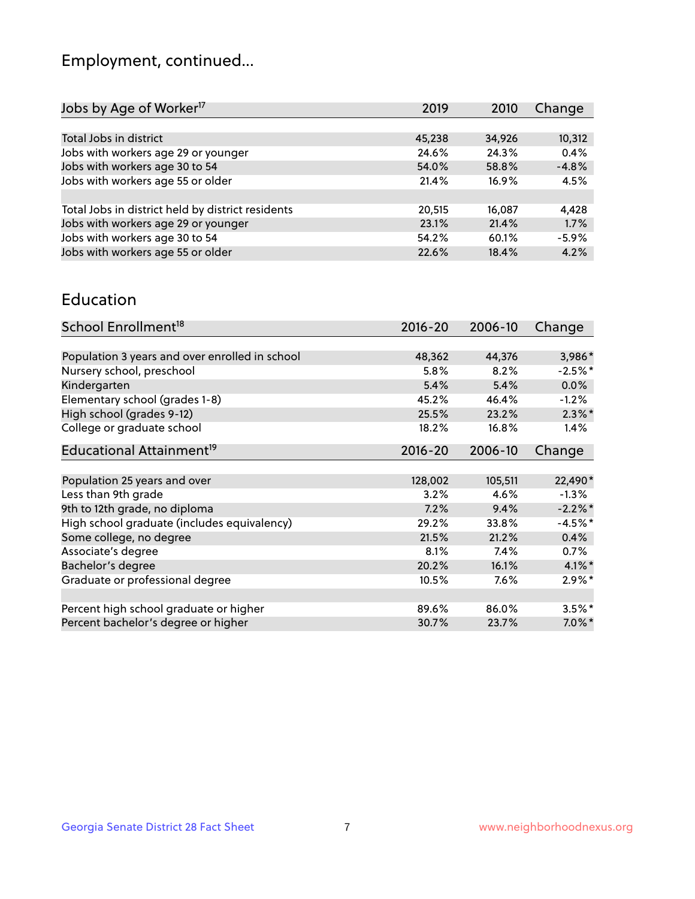## Employment, continued...

| Jobs by Age of Worker[17] | 2019 | 2010 | Change |
|---|---|---|---|
| Total Jobs in district | 45,238 | 34,926 | 10,312 |
| Jobs with workers age 29 or younger | 24.6% | 24.3% | 0.4% |
| Jobs with workers age 30 to 54 | 54.0% | 58.8% | -4.8% |
| Jobs with workers age 55 or older | 21.4% | 16.9% | 4.5% |
| | | | |
| Total Jobs in district held by district residents | 20,515 | 16,087 | 4,428 |
| Jobs with workers age 29 or younger | 23.1% | 21.4% | 1.7% |
| Jobs with workers age 30 to 54 | 54.2% | 60.1% | -5.9% |
| Jobs with workers age 55 or older | 22.6% | 18.4% | 4.2% |

## Education

| School Enrollment[18] | 2016-20 | 2006-10 | Change |
|---|---|---|---|
| Population 3 years and over enrolled in school | 48,362 | 44,376 | 3,986* |
| Nursery school, preschool | 5.8% | 8.2% | -2.5%* |
| Kindergarten | 5.4% | 5.4% | 0.0% |
| Elementary school (grades 1-8) | 45.2% | 46.4% | -1.2% |
| High school (grades 9-12) | 25.5% | 23.2% | 2.3%* |
| College or graduate school | 18.2% | 16.8% | 1.4% |

| Educational Attainment[19] | 2016-20 | 2006-10 | Change |
|---|---|---|---|
| Population 25 years and over | 128,002 | 105,511 | 22,490* |
| Less than 9th grade | 3.2% | 4.6% | -1.3% |
| 9th to 12th grade, no diploma | 7.2% | 9.4% | -2.2%* |
| High school graduate (includes equivalency) | 29.2% | 33.8% | -4.5%* |
| Some college, no degree | 21.5% | 21.2% | 0.4% |
| Associate's degree | 8.1% | 7.4% | 0.7% |
| Bachelor's degree | 20.2% | 16.1% | 4.1%* |
| Graduate or professional degree | 10.5% | 7.6% | 2.9%* |
| | | | |
| Percent high school graduate or higher | 89.6% | 86.0% | 3.5%* |
| Percent bachelor's degree or higher | 30.7% | 23.7% | 7.0%* |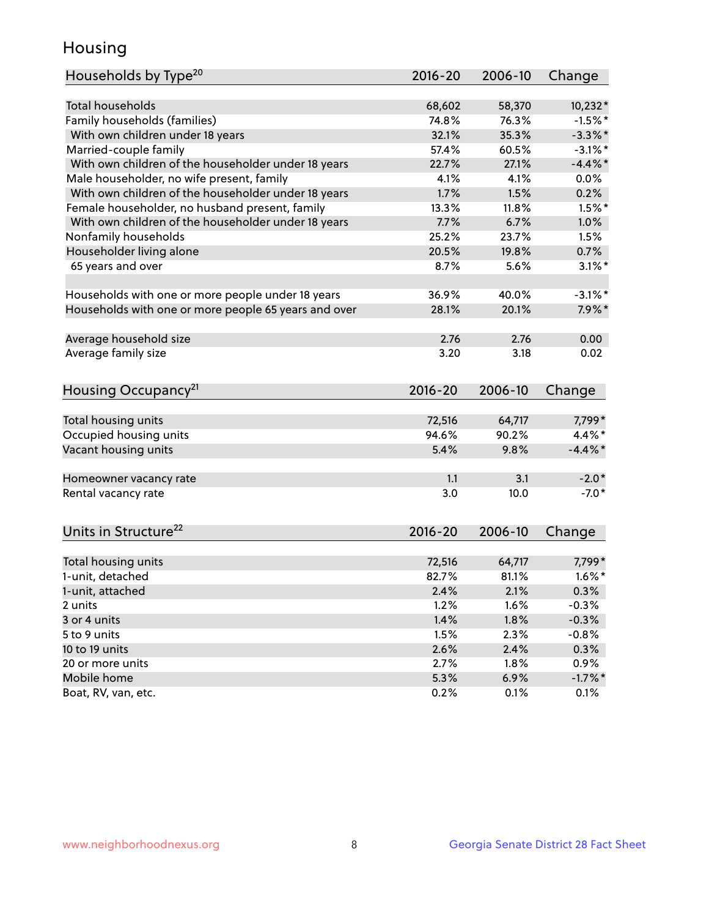## Housing

| Households by Type[20] | 2016-20 | 2006-10 | Change |
|---|---|---|---|
| Total households | 68,602 | 58,370 | 10,232* |
| Family households (families) | 74.8% | 76.3% | -1.5%* |
| With own children under 18 years | 32.1% | 35.3% | -3.3%* |
| Married-couple family | 57.4% | 60.5% | -3.1%* |
| With own children of the householder under 18 years | 22.7% | 27.1% | -4.4%* |
| Male householder, no wife present, family | 4.1% | 4.1% | 0.0% |
| With own children of the householder under 18 years | 1.7% | 1.5% | 0.2% |
| Female householder, no husband present, family | 13.3% | 11.8% | 1.5%* |
| With own children of the householder under 18 years | 7.7% | 6.7% | 1.0% |
| Nonfamily households | 25.2% | 23.7% | 1.5% |
| Householder living alone | 20.5% | 19.8% | 0.7% |
| 65 years and over | 8.7% | 5.6% | 3.1%* |
| | | | |
| Households with one or more people under 18 years | 36.9% | 40.0% | -3.1%* |
| Households with one or more people 65 years and over | 28.1% | 20.1% | 7.9%* |
| | | | |
| Average household size | 2.76 | 2.76 | 0.00 |
| Average family size | 3.20 | 3.18 | 0.02 |

| Housing Occupancy[21] | 2016-20 | 2006-10 | Change |
|---|---|---|---|
| Total housing units | 72,516 | 64,717 | 7,799* |
| Occupied housing units | 94.6% | 90.2% | 4.4%* |
| Vacant housing units | 5.4% | 9.8% | -4.4%* |
| | | | |
| Homeowner vacancy rate | 1.1 | 3.1 | -2.0* |
| Rental vacancy rate | 3.0 | 10.0 | -7.0* |

| Units in Structure[22] | 2016-20 | 2006-10 | Change |
|---|---|---|---|
| Total housing units | 72,516 | 64,717 | 7,799* |
| 1-unit, detached | 82.7% | 81.1% | 1.6%* |
| 1-unit, attached | 2.4% | 2.1% | 0.3% |
| 2 units | 1.2% | 1.6% | -0.3% |
| 3 or 4 units | 1.4% | 1.8% | -0.3% |
| 5 to 9 units | 1.5% | 2.3% | -0.8% |
| 10 to 19 units | 2.6% | 2.4% | 0.3% |
| 20 or more units | 2.7% | 1.8% | 0.9% |
| Mobile home | 5.3% | 6.9% | -1.7%* |
| Boat, RV, van, etc. | 0.2% | 0.1% | 0.1% |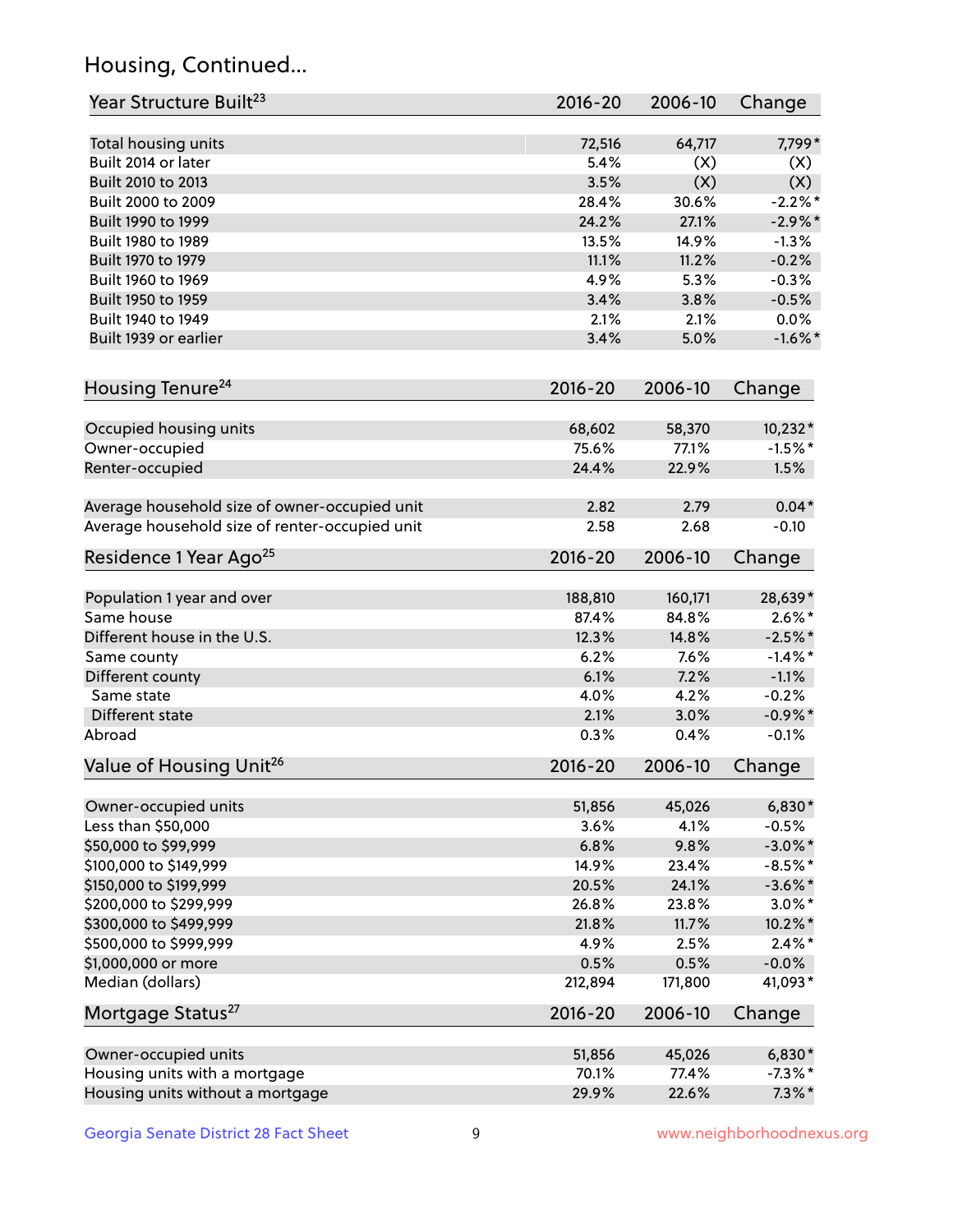## Housing, Continued...

| Year Structure Built[23] | 2016-20 | 2006-10 | Change |
|---|---|---|---|
| Total housing units | 72,516 | 64,717 | 7,799* |
| Built 2014 or later | 5.4% | (X) | (X) |
| Built 2010 to 2013 | 3.5% | (X) | (X) |
| Built 2000 to 2009 | 28.4% | 30.6% | -2.2%* |
| Built 1990 to 1999 | 24.2% | 27.1% | -2.9%* |
| Built 1980 to 1989 | 13.5% | 14.9% | -1.3% |
| Built 1970 to 1979 | 11.1% | 11.2% | -0.2% |
| Built 1960 to 1969 | 4.9% | 5.3% | -0.3% |
| Built 1950 to 1959 | 3.4% | 3.8% | -0.5% |
| Built 1940 to 1949 | 2.1% | 2.1% | 0.0% |
| Built 1939 or earlier | 3.4% | 5.0% | -1.6%* |

| Housing Tenure[24] | 2016-20 | 2006-10 | Change |
|---|---|---|---|
| Occupied housing units | 68,602 | 58,370 | 10,232* |
| Owner-occupied | 75.6% | 77.1% | -1.5%* |
| Renter-occupied | 24.4% | 22.9% | 1.5% |
| Average household size of owner-occupied unit | 2.82 | 2.79 | 0.04* |
| Average household size of renter-occupied unit | 2.58 | 2.68 | -0.10 |

| Residence 1 Year Ago[25] | 2016-20 | 2006-10 | Change |
|---|---|---|---|
| Population 1 year and over | 188,810 | 160,171 | 28,639* |
| Same house | 87.4% | 84.8% | 2.6%* |
| Different house in the U.S. | 12.3% | 14.8% | -2.5%* |
| Same county | 6.2% | 7.6% | -1.4%* |
| Different county | 6.1% | 7.2% | -1.1% |
| Same state | 4.0% | 4.2% | -0.2% |
| Different state | 2.1% | 3.0% | -0.9%* |
| Abroad | 0.3% | 0.4% | -0.1% |

| Value of Housing Unit[26] | 2016-20 | 2006-10 | Change |
|---|---|---|---|
| Owner-occupied units | 51,856 | 45,026 | 6,830* |
| Less than $50,000 | 3.6% | 4.1% | -0.5% |
| $50,000 to $99,999 | 6.8% | 9.8% | -3.0%* |
| $100,000 to $149,999 | 14.9% | 23.4% | -8.5%* |
| $150,000 to $199,999 | 20.5% | 24.1% | -3.6%* |
| $200,000 to $299,999 | 26.8% | 23.8% | 3.0%* |
| $300,000 to $499,999 | 21.8% | 11.7% | 10.2%* |
| $500,000 to $999,999 | 4.9% | 2.5% | 2.4%* |
| $1,000,000 or more | 0.5% | 0.5% | -0.0% |
| Median (dollars) | 212,894 | 171,800 | 41,093* |

| Mortgage Status[27] | 2016-20 | 2006-10 | Change |
|---|---|---|---|
| Owner-occupied units | 51,856 | 45,026 | 6,830* |
| Housing units with a mortgage | 70.1% | 77.4% | -7.3%* |
| Housing units without a mortgage | 29.9% | 22.6% | 7.3%* |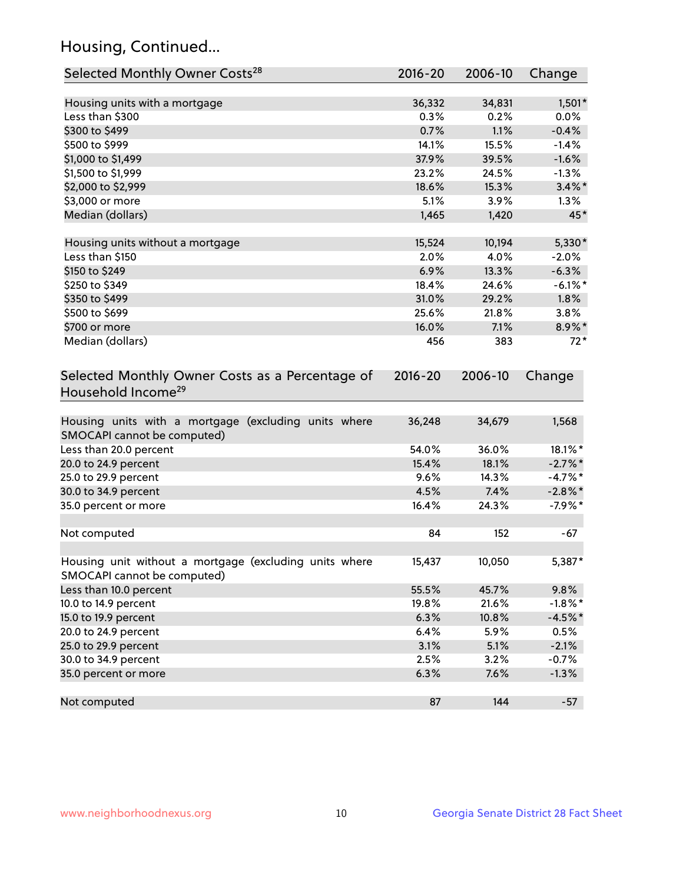## Housing, Continued...

| Selected Monthly Owner Costs[28] | 2016-20 | 2006-10 | Change |
|---|---|---|---|
| Housing units with a mortgage | 36,332 | 34,831 | 1,501* |
| Less than $300 | 0.3% | 0.2% | 0.0% |
| $300 to $499 | 0.7% | 1.1% | -0.4% |
| $500 to $999 | 14.1% | 15.5% | -1.4% |
| $1,000 to $1,499 | 37.9% | 39.5% | -1.6% |
| $1,500 to $1,999 | 23.2% | 24.5% | -1.3% |
| $2,000 to $2,999 | 18.6% | 15.3% | 3.4%* |
| $3,000 or more | 5.1% | 3.9% | 1.3% |
| Median (dollars) | 1,465 | 1,420 | 45* |
| | | | |
| Housing units without a mortgage | 15,524 | 10,194 | 5,330* |
| Less than $150 | 2.0% | 4.0% | -2.0% |
| $150 to $249 | 6.9% | 13.3% | -6.3% |
| $250 to $349 | 18.4% | 24.6% | -6.1%* |
| $350 to $499 | 31.0% | 29.2% | 1.8% |
| $500 to $699 | 25.6% | 21.8% | 3.8% |
| $700 or more | 16.0% | 7.1% | 8.9%* |
| Median (dollars) | 456 | 383 | 72* |

| Selected Monthly Owner Costs as a Percentage of Household Income[29] | 2016-20 | 2006-10 | Change |
|---|---|---|---|
| Housing units with a mortgage (excluding units where SMOCAPI cannot be computed) | 36,248 | 34,679 | 1,568 |
| Less than 20.0 percent | 54.0% | 36.0% | 18.1%* |
| 20.0 to 24.9 percent | 15.4% | 18.1% | -2.7%* |
| 25.0 to 29.9 percent | 9.6% | 14.3% | -4.7%* |
| 30.0 to 34.9 percent | 4.5% | 7.4% | -2.8%* |
| 35.0 percent or more | 16.4% | 24.3% | -7.9%* |
| | | | |
| Not computed | 84 | 152 | -67 |
| | | | |
| Housing unit without a mortgage (excluding units where SMOCAPI cannot be computed) | 15,437 | 10,050 | 5,387* |
| Less than 10.0 percent | 55.5% | 45.7% | 9.8% |
| 10.0 to 14.9 percent | 19.8% | 21.6% | -1.8%* |
| 15.0 to 19.9 percent | 6.3% | 10.8% | -4.5%* |
| 20.0 to 24.9 percent | 6.4% | 5.9% | 0.5% |
| 25.0 to 29.9 percent | 3.1% | 5.1% | -2.1% |
| 30.0 to 34.9 percent | 2.5% | 3.2% | -0.7% |
| 35.0 percent or more | 6.3% | 7.6% | -1.3% |
| | | | |
| Not computed | 87 | 144 | -57 |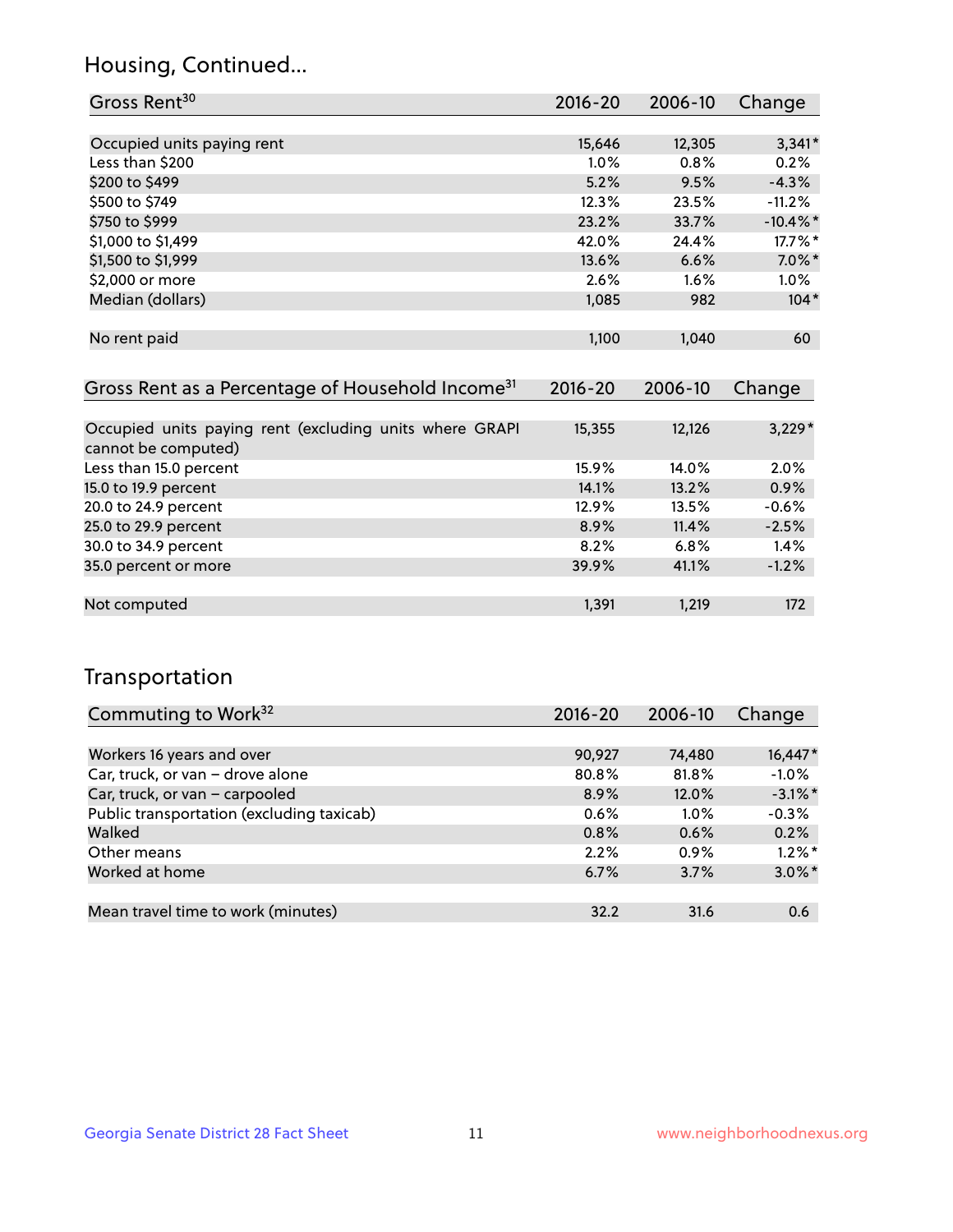## Housing, Continued...

| Gross Rent[30] | 2016-20 | 2006-10 | Change |
|---|---|---|---|
| Occupied units paying rent | 15,646 | 12,305 | 3,341* |
| Less than $200 | 1.0% | 0.8% | 0.2% |
| $200 to $499 | 5.2% | 9.5% | -4.3% |
| $500 to $749 | 12.3% | 23.5% | -11.2% |
| $750 to $999 | 23.2% | 33.7% | -10.4%* |
| $1,000 to $1,499 | 42.0% | 24.4% | 17.7%* |
| $1,500 to $1,999 | 13.6% | 6.6% | 7.0%* |
| $2,000 or more | 2.6% | 1.6% | 1.0% |
| Median (dollars) | 1,085 | 982 | 104* |
| No rent paid | 1,100 | 1,040 | 60 |

| Gross Rent as a Percentage of Household Income[31] | 2016-20 | 2006-10 | Change |
|---|---|---|---|
| Occupied units paying rent (excluding units where GRAPI cannot be computed) | 15,355 | 12,126 | 3,229* |
| Less than 15.0 percent | 15.9% | 14.0% | 2.0% |
| 15.0 to 19.9 percent | 14.1% | 13.2% | 0.9% |
| 20.0 to 24.9 percent | 12.9% | 13.5% | -0.6% |
| 25.0 to 29.9 percent | 8.9% | 11.4% | -2.5% |
| 30.0 to 34.9 percent | 8.2% | 6.8% | 1.4% |
| 35.0 percent or more | 39.9% | 41.1% | -1.2% |
| Not computed | 1,391 | 1,219 | 172 |

## Transportation

| Commuting to Work[32] | 2016-20 | 2006-10 | Change |
|---|---|---|---|
| Workers 16 years and over | 90,927 | 74,480 | 16,447* |
| Car, truck, or van – drove alone | 80.8% | 81.8% | -1.0% |
| Car, truck, or van – carpooled | 8.9% | 12.0% | -3.1%* |
| Public transportation (excluding taxicab) | 0.6% | 1.0% | -0.3% |
| Walked | 0.8% | 0.6% | 0.2% |
| Other means | 2.2% | 0.9% | 1.2%* |
| Worked at home | 6.7% | 3.7% | 3.0%* |
| Mean travel time to work (minutes) | 32.2 | 31.6 | 0.6 |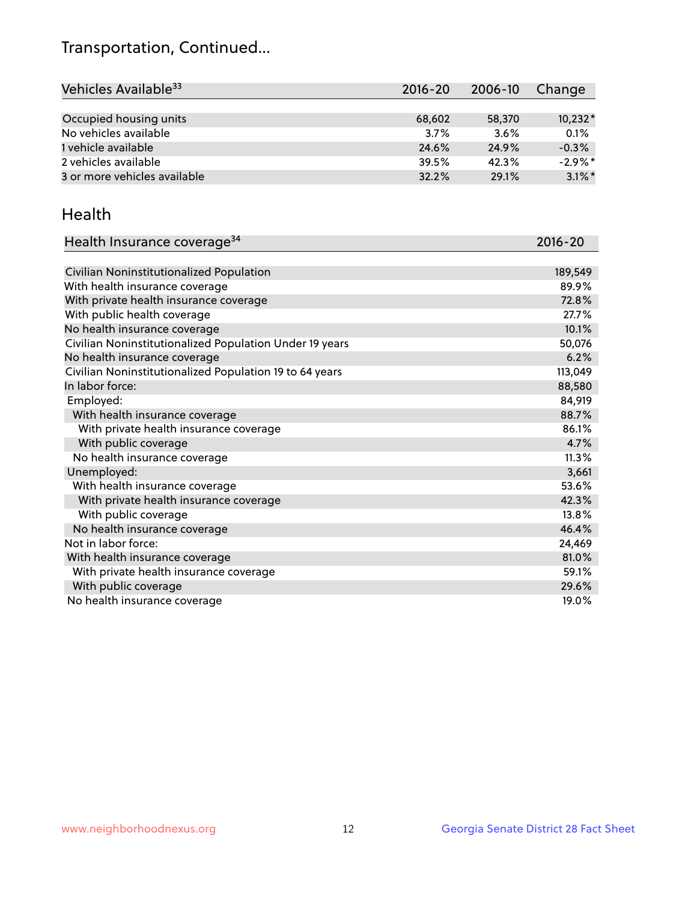# Transportation, Continued...

| Vehicles Available[33] | 2016-20 | 2006-10 | Change |
|---|---|---|---|
| Occupied housing units | 68,602 | 58,370 | 10,232* |
| No vehicles available | 3.7% | 3.6% | 0.1% |
| 1 vehicle available | 24.6% | 24.9% | -0.3% |
| 2 vehicles available | 39.5% | 42.3% | -2.9%* |
| 3 or more vehicles available | 32.2% | 29.1% | 3.1%* |

## Health

| Health Insurance coverage[34] | 2016-20 |
|---|---|
| Civilian Noninstitutionalized Population | 189,549 |
| With health insurance coverage | 89.9% |
| With private health insurance coverage | 72.8% |
| With public health coverage | 27.7% |
| No health insurance coverage | 10.1% |
| Civilian Noninstitutionalized Population Under 19 years | 50,076 |
| No health insurance coverage | 6.2% |
| Civilian Noninstitutionalized Population 19 to 64 years | 113,049 |
| In labor force: | 88,580 |
| Employed: | 84,919 |
| With health insurance coverage | 88.7% |
| With private health insurance coverage | 86.1% |
| With public coverage | 4.7% |
| No health insurance coverage | 11.3% |
| Unemployed: | 3,661 |
| With health insurance coverage | 53.6% |
| With private health insurance coverage | 42.3% |
| With public coverage | 13.8% |
| No health insurance coverage | 46.4% |
| Not in labor force: | 24,469 |
| With health insurance coverage | 81.0% |
| With private health insurance coverage | 59.1% |
| With public coverage | 29.6% |
| No health insurance coverage | 19.0% |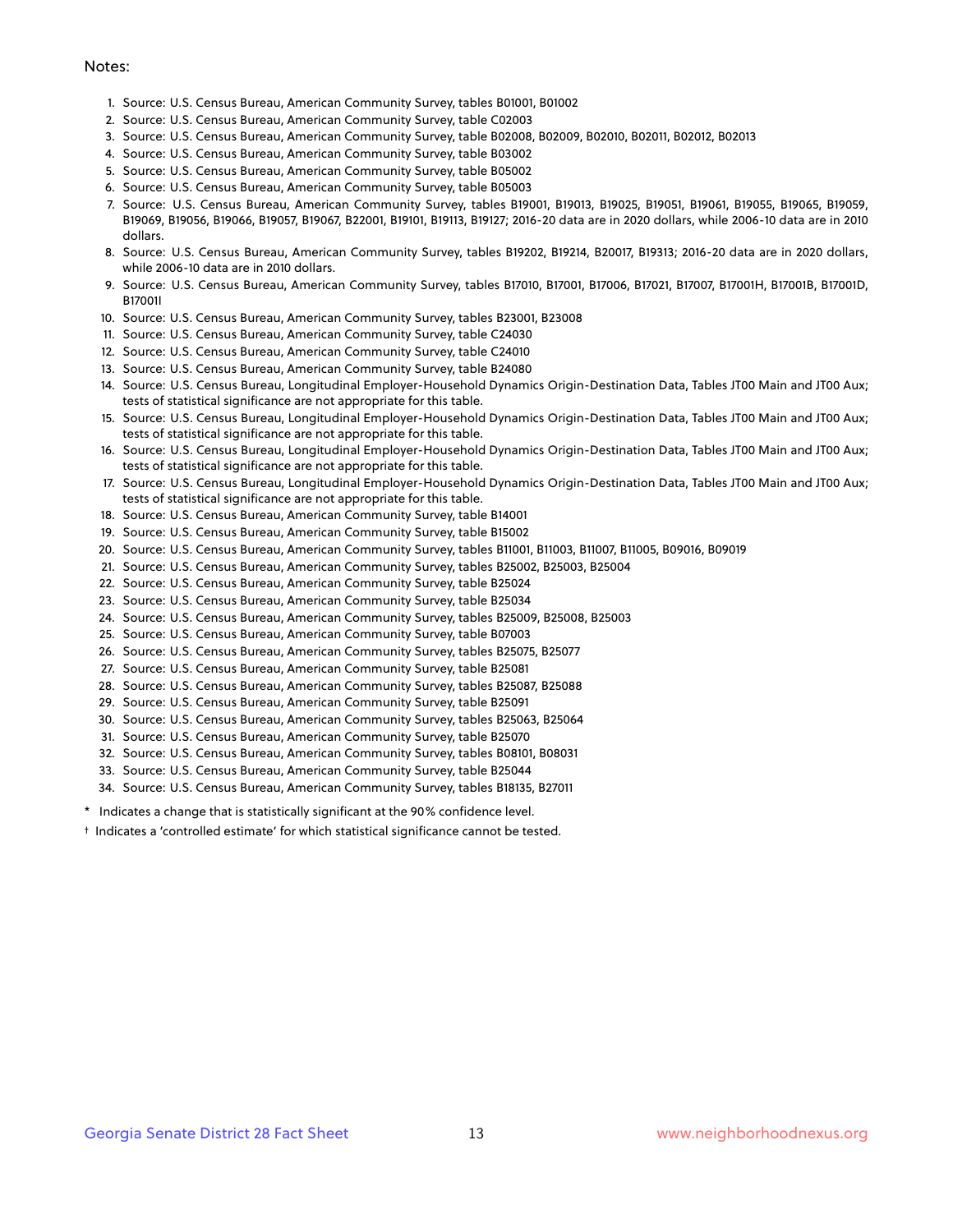Notes:

1. Source: U.S. Census Bureau, American Community Survey, tables B01001, B01002
2. Source: U.S. Census Bureau, American Community Survey, table C02003
3. Source: U.S. Census Bureau, American Community Survey, table B02008, B02009, B02010, B02011, B02012, B02013
4. Source: U.S. Census Bureau, American Community Survey, table B03002
5. Source: U.S. Census Bureau, American Community Survey, table B05002
6. Source: U.S. Census Bureau, American Community Survey, table B05003
7. Source: U.S. Census Bureau, American Community Survey, tables B19001, B19013, B19025, B19051, B19061, B19055, B19065, B19059, B19069, B19056, B19066, B19057, B19067, B22001, B19101, B19113, B19127; 2016-20 data are in 2020 dollars, while 2006-10 data are in 2010 dollars.
8. Source: U.S. Census Bureau, American Community Survey, tables B19202, B19214, B20017, B19313; 2016-20 data are in 2020 dollars, while 2006-10 data are in 2010 dollars.
9. Source: U.S. Census Bureau, American Community Survey, tables B17010, B17001, B17006, B17021, B17007, B17001H, B17001B, B17001D, B17001I
10. Source: U.S. Census Bureau, American Community Survey, tables B23001, B23008
11. Source: U.S. Census Bureau, American Community Survey, table C24030
12. Source: U.S. Census Bureau, American Community Survey, table C24010
13. Source: U.S. Census Bureau, American Community Survey, table B24080
14. Source: U.S. Census Bureau, Longitudinal Employer-Household Dynamics Origin-Destination Data, Tables JT00 Main and JT00 Aux; tests of statistical significance are not appropriate for this table.
15. Source: U.S. Census Bureau, Longitudinal Employer-Household Dynamics Origin-Destination Data, Tables JT00 Main and JT00 Aux; tests of statistical significance are not appropriate for this table.
16. Source: U.S. Census Bureau, Longitudinal Employer-Household Dynamics Origin-Destination Data, Tables JT00 Main and JT00 Aux; tests of statistical significance are not appropriate for this table.
17. Source: U.S. Census Bureau, Longitudinal Employer-Household Dynamics Origin-Destination Data, Tables JT00 Main and JT00 Aux; tests of statistical significance are not appropriate for this table.
18. Source: U.S. Census Bureau, American Community Survey, table B14001
19. Source: U.S. Census Bureau, American Community Survey, table B15002
20. Source: U.S. Census Bureau, American Community Survey, tables B11001, B11003, B11007, B11005, B09016, B09019
21. Source: U.S. Census Bureau, American Community Survey, tables B25002, B25003, B25004
22. Source: U.S. Census Bureau, American Community Survey, table B25024
23. Source: U.S. Census Bureau, American Community Survey, table B25034
24. Source: U.S. Census Bureau, American Community Survey, tables B25009, B25008, B25003
25. Source: U.S. Census Bureau, American Community Survey, table B07003
26. Source: U.S. Census Bureau, American Community Survey, tables B25075, B25077
27. Source: U.S. Census Bureau, American Community Survey, table B25081
28. Source: U.S. Census Bureau, American Community Survey, tables B25087, B25088
29. Source: U.S. Census Bureau, American Community Survey, table B25091
30. Source: U.S. Census Bureau, American Community Survey, tables B25063, B25064
31. Source: U.S. Census Bureau, American Community Survey, table B25070
32. Source: U.S. Census Bureau, American Community Survey, tables B08101, B08031
33. Source: U.S. Census Bureau, American Community Survey, table B25044
34. Source: U.S. Census Bureau, American Community Survey, tables B18135, B27011

\* Indicates a change that is statistically significant at the 90% confidence level.

† Indicates a 'controlled estimate' for which statistical significance cannot be tested.